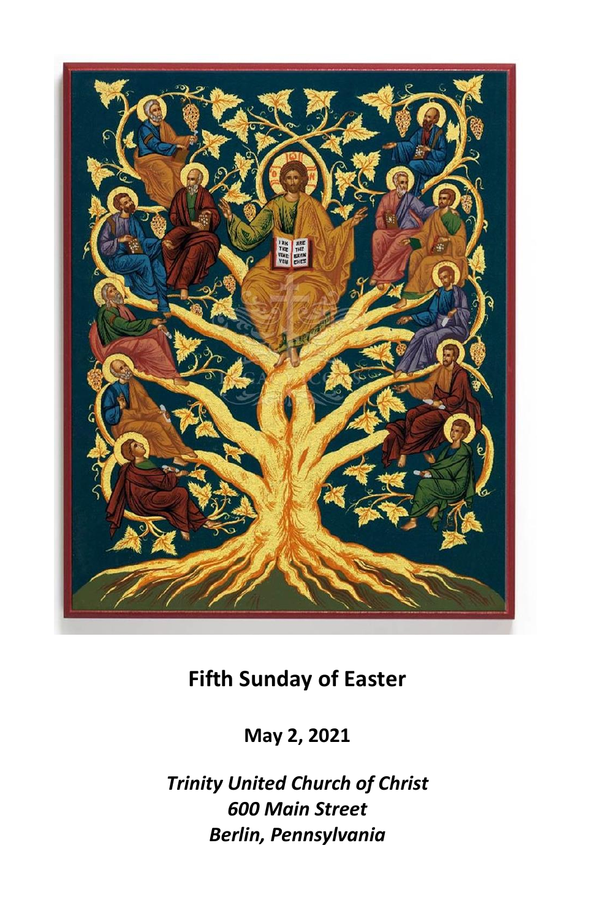# Fifth Sunday of Easter

**May 2, 2021**

***Trinity United Church of Christ***
***600 Main Street***
***Berlin, Pennsylvania***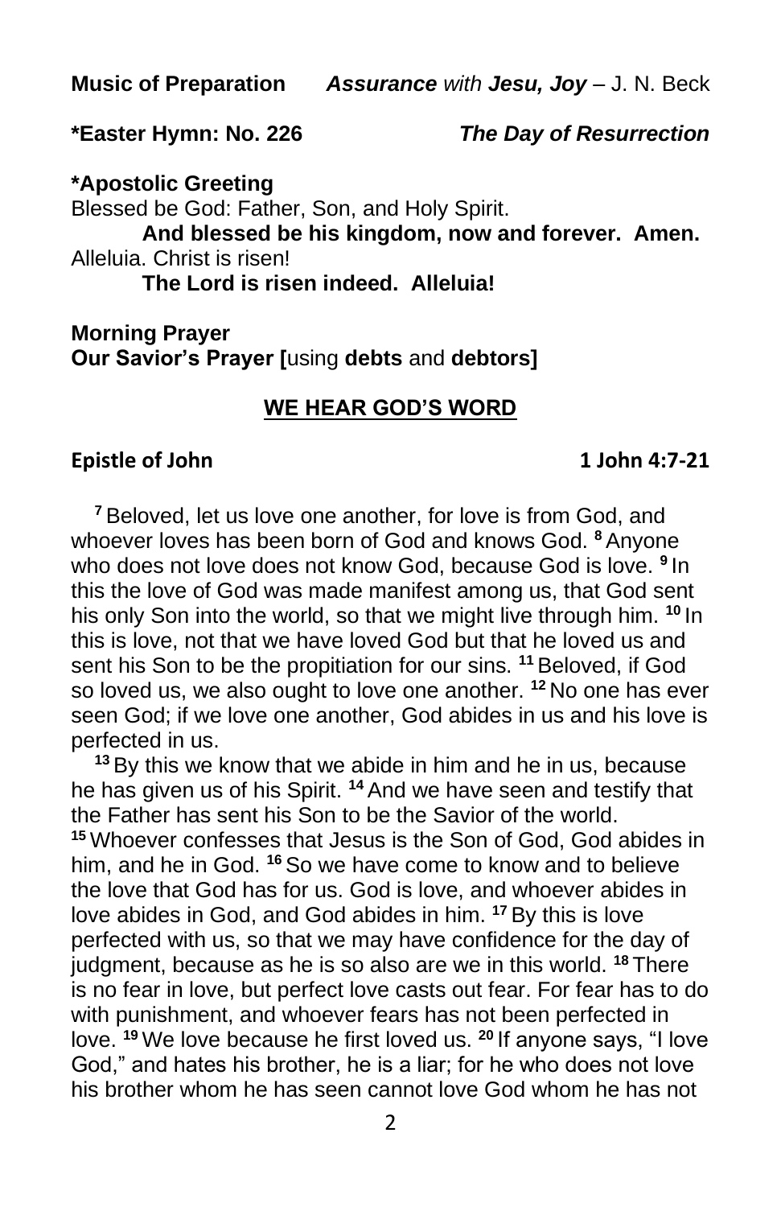**Music of Preparation** ***Assurance*** *with* ***Jesu, Joy*** – J. N. Beck

**\*Easter Hymn: No. 226** ***The Day of Resurrection***

**\*Apostolic Greeting**

Blessed be God: Father, Son, and Holy Spirit.

**And blessed be his kingdom, now and forever. Amen.**

Alleluia. Christ is risen!

**The Lord is risen indeed. Alleluia!**

**Morning Prayer**

**Our Savior's Prayer [**using **debts** and **debtors]**

## WE HEAR GOD'S WORD

**Epistle of John** **1 John 4:7-21**

**7** Beloved, let us love one another, for love is from God, and whoever loves has been born of God and knows God. **8** Anyone who does not love does not know God, because God is love. **9** In this the love of God was made manifest among us, that God sent his only Son into the world, so that we might live through him. **10** In this is love, not that we have loved God but that he loved us and sent his Son to be the propitiation for our sins. **11** Beloved, if God so loved us, we also ought to love one another. **12** No one has ever seen God; if we love one another, God abides in us and his love is perfected in us.

**13** By this we know that we abide in him and he in us, because he has given us of his Spirit. **14** And we have seen and testify that the Father has sent his Son to be the Savior of the world. **15** Whoever confesses that Jesus is the Son of God, God abides in him, and he in God. **16** So we have come to know and to believe the love that God has for us. God is love, and whoever abides in love abides in God, and God abides in him. **17** By this is love perfected with us, so that we may have confidence for the day of judgment, because as he is so also are we in this world. **18** There is no fear in love, but perfect love casts out fear. For fear has to do with punishment, and whoever fears has not been perfected in love. **19** We love because he first loved us. **20** If anyone says, "I love God," and hates his brother, he is a liar; for he who does not love his brother whom he has seen cannot love God whom he has not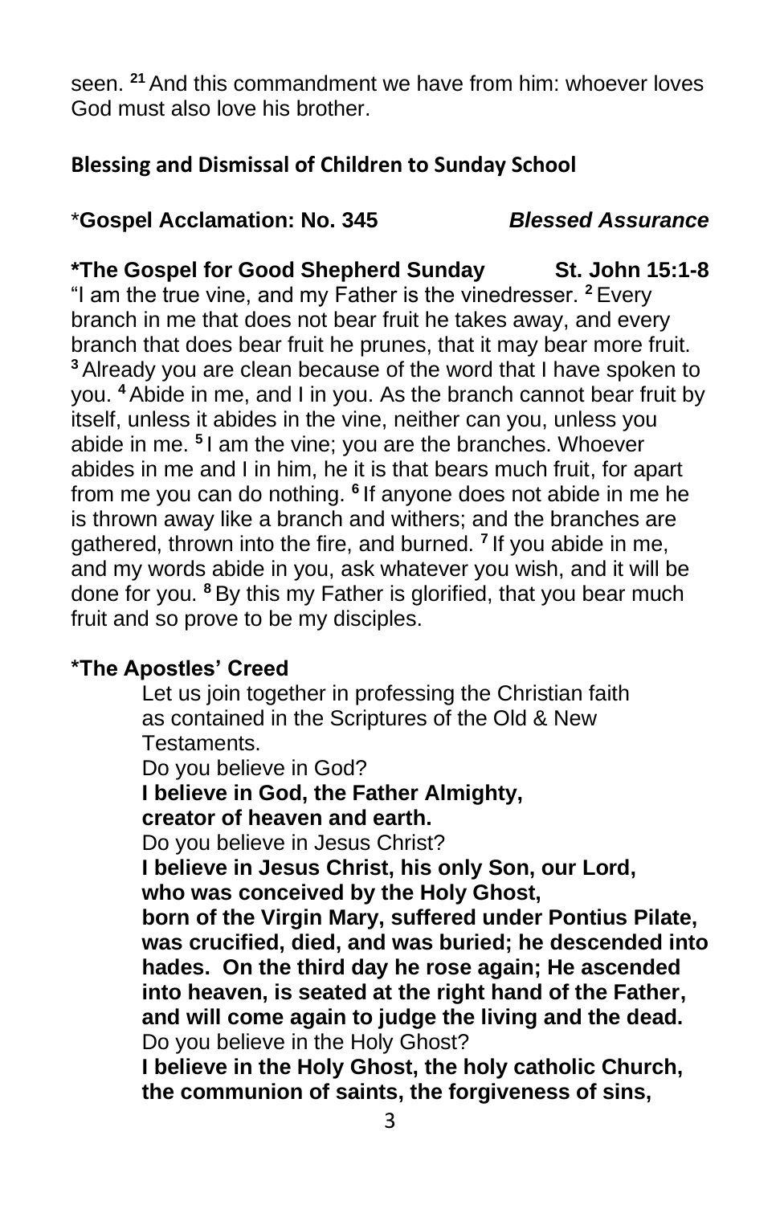seen. [21] And this commandment we have from him: whoever loves God must also love his brother.

**Blessing and Dismissal of Children to Sunday School**

\***Gospel Acclamation: No. 345** ***Blessed Assurance***

**\*The Gospel for Good Shepherd Sunday St. John 15:1-8**

"I am the true vine, and my Father is the vinedresser. [2] Every branch in me that does not bear fruit he takes away, and every branch that does bear fruit he prunes, that it may bear more fruit. [3] Already you are clean because of the word that I have spoken to you. [4] Abide in me, and I in you. As the branch cannot bear fruit by itself, unless it abides in the vine, neither can you, unless you abide in me. [5] I am the vine; you are the branches. Whoever abides in me and I in him, he it is that bears much fruit, for apart from me you can do nothing. [6] If anyone does not abide in me he is thrown away like a branch and withers; and the branches are gathered, thrown into the fire, and burned. [7] If you abide in me, and my words abide in you, ask whatever you wish, and it will be done for you. [8] By this my Father is glorified, that you bear much fruit and so prove to be my disciples.

**\*The Apostles' Creed**

Let us join together in professing the Christian faith as contained in the Scriptures of the Old & New Testaments.

Do you believe in God?

**I believe in God, the Father Almighty,**
**creator of heaven and earth.**

Do you believe in Jesus Christ?

**I believe in Jesus Christ, his only Son, our Lord,**
**who was conceived by the Holy Ghost,**
**born of the Virgin Mary, suffered under Pontius Pilate, was crucified, died, and was buried; he descended into hades. On the third day he rose again; He ascended into heaven, is seated at the right hand of the Father, and will come again to judge the living and the dead.**

Do you believe in the Holy Ghost?

**I believe in the Holy Ghost, the holy catholic Church, the communion of saints, the forgiveness of sins,**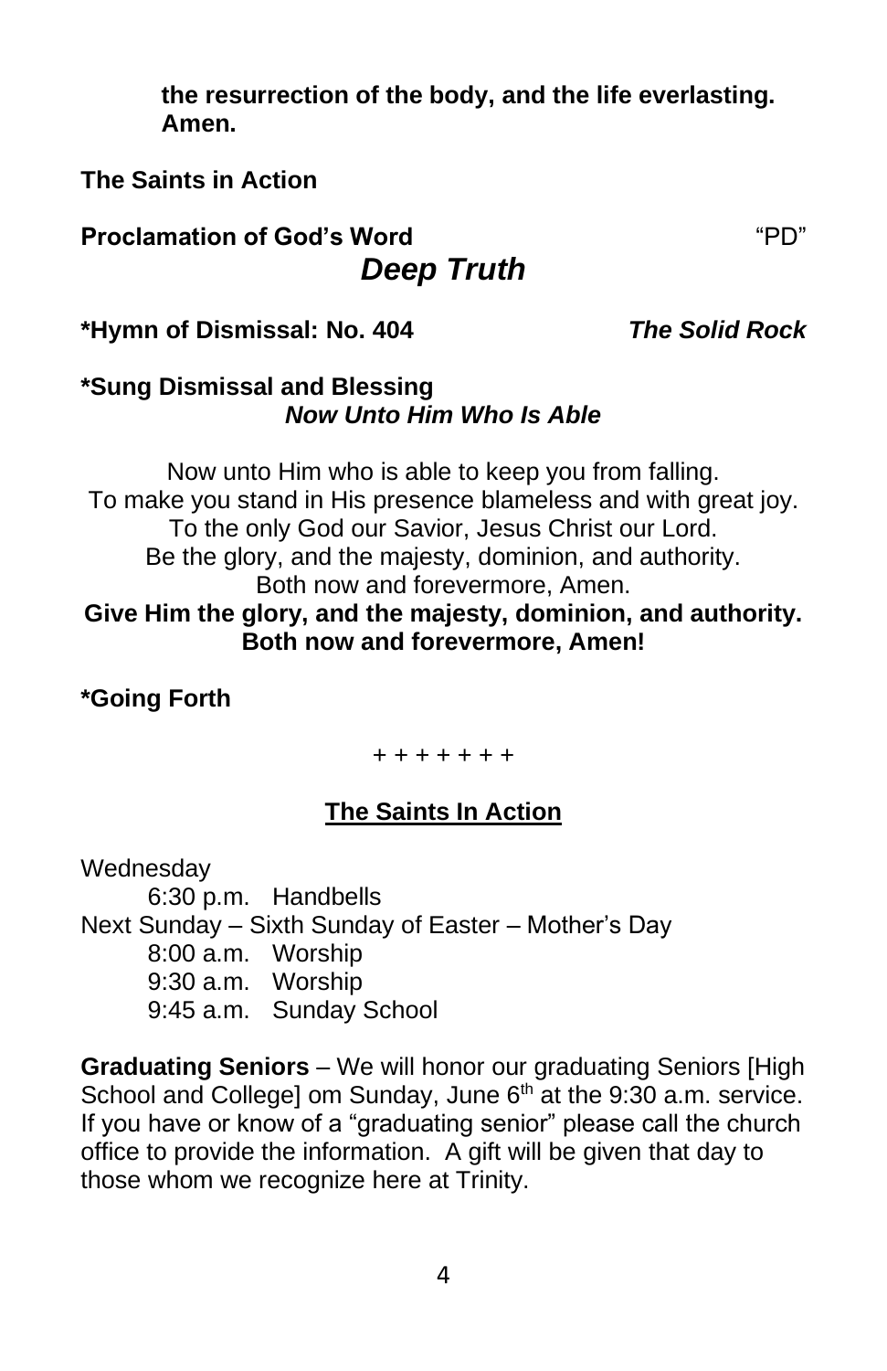**the resurrection of the body, and the life everlasting. Amen.**

**The Saints in Action**

**Proclamation of God's Word** "PD"

***Deep Truth***

**\*Hymn of Dismissal: No. 404** ***The Solid Rock***

**\*Sung Dismissal and Blessing**
***Now Unto Him Who Is Able***

Now unto Him who is able to keep you from falling.
To make you stand in His presence blameless and with great joy.
To the only God our Savior, Jesus Christ our Lord.
Be the glory, and the majesty, dominion, and authority.
Both now and forevermore, Amen.
**Give Him the glory, and the majesty, dominion, and authority.**
**Both now and forevermore, Amen!**

**\*Going Forth**

+ + + + + + +

## The Saints In Action

Wednesday
- 6:30 p.m. Handbells

Next Sunday – Sixth Sunday of Easter – Mother's Day
- 8:00 a.m. Worship
- 9:30 a.m. Worship
- 9:45 a.m. Sunday School

**Graduating Seniors** – We will honor our graduating Seniors [High School and College] om Sunday, June 6th at the 9:30 a.m. service. If you have or know of a "graduating senior" please call the church office to provide the information. A gift will be given that day to those whom we recognize here at Trinity.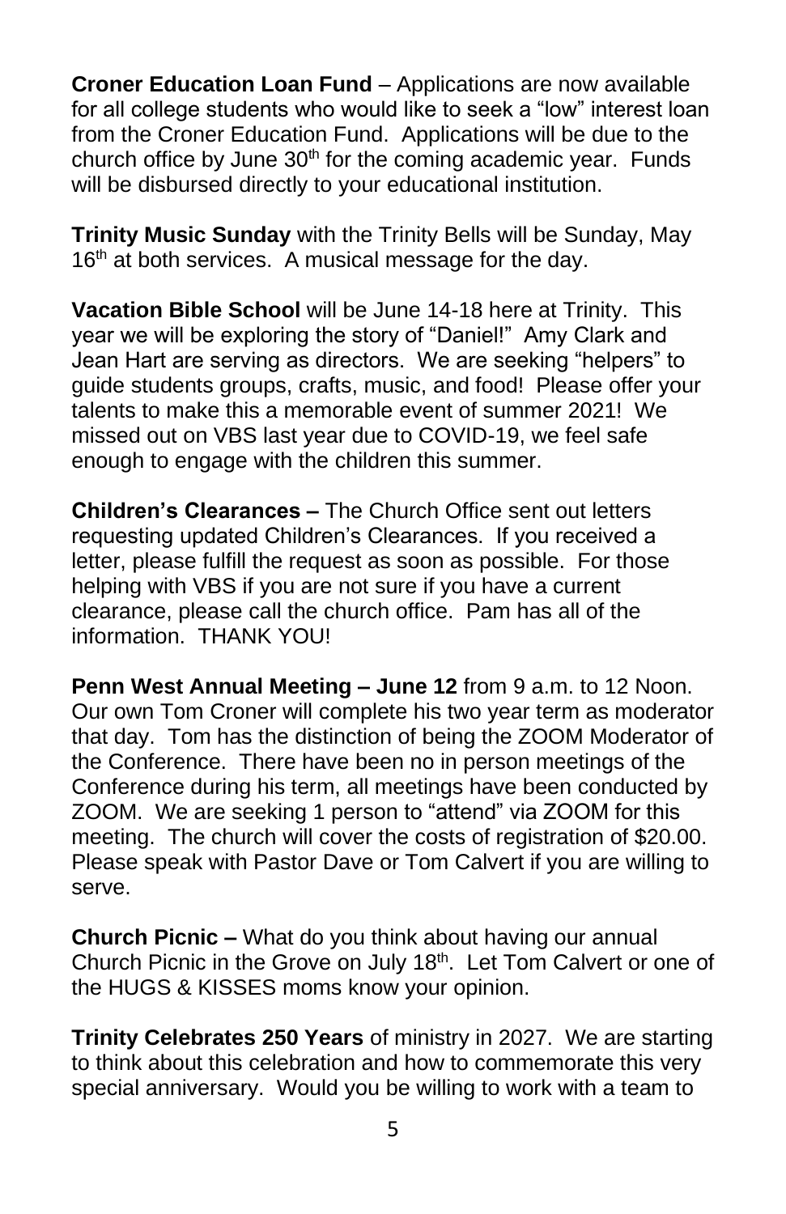**Croner Education Loan Fund** – Applications are now available for all college students who would like to seek a "low" interest loan from the Croner Education Fund. Applications will be due to the church office by June 30th for the coming academic year. Funds will be disbursed directly to your educational institution.

**Trinity Music Sunday** with the Trinity Bells will be Sunday, May 16th at both services. A musical message for the day.

**Vacation Bible School** will be June 14-18 here at Trinity. This year we will be exploring the story of "Daniel!" Amy Clark and Jean Hart are serving as directors. We are seeking "helpers" to guide students groups, crafts, music, and food! Please offer your talents to make this a memorable event of summer 2021! We missed out on VBS last year due to COVID-19, we feel safe enough to engage with the children this summer.

**Children's Clearances –** The Church Office sent out letters requesting updated Children's Clearances. If you received a letter, please fulfill the request as soon as possible. For those helping with VBS if you are not sure if you have a current clearance, please call the church office. Pam has all of the information. THANK YOU!

**Penn West Annual Meeting – June 12** from 9 a.m. to 12 Noon. Our own Tom Croner will complete his two year term as moderator that day. Tom has the distinction of being the ZOOM Moderator of the Conference. There have been no in person meetings of the Conference during his term, all meetings have been conducted by ZOOM. We are seeking 1 person to "attend" via ZOOM for this meeting. The church will cover the costs of registration of $20.00. Please speak with Pastor Dave or Tom Calvert if you are willing to serve.

**Church Picnic –** What do you think about having our annual Church Picnic in the Grove on July 18th. Let Tom Calvert or one of the HUGS & KISSES moms know your opinion.

**Trinity Celebrates 250 Years** of ministry in 2027. We are starting to think about this celebration and how to commemorate this very special anniversary. Would you be willing to work with a team to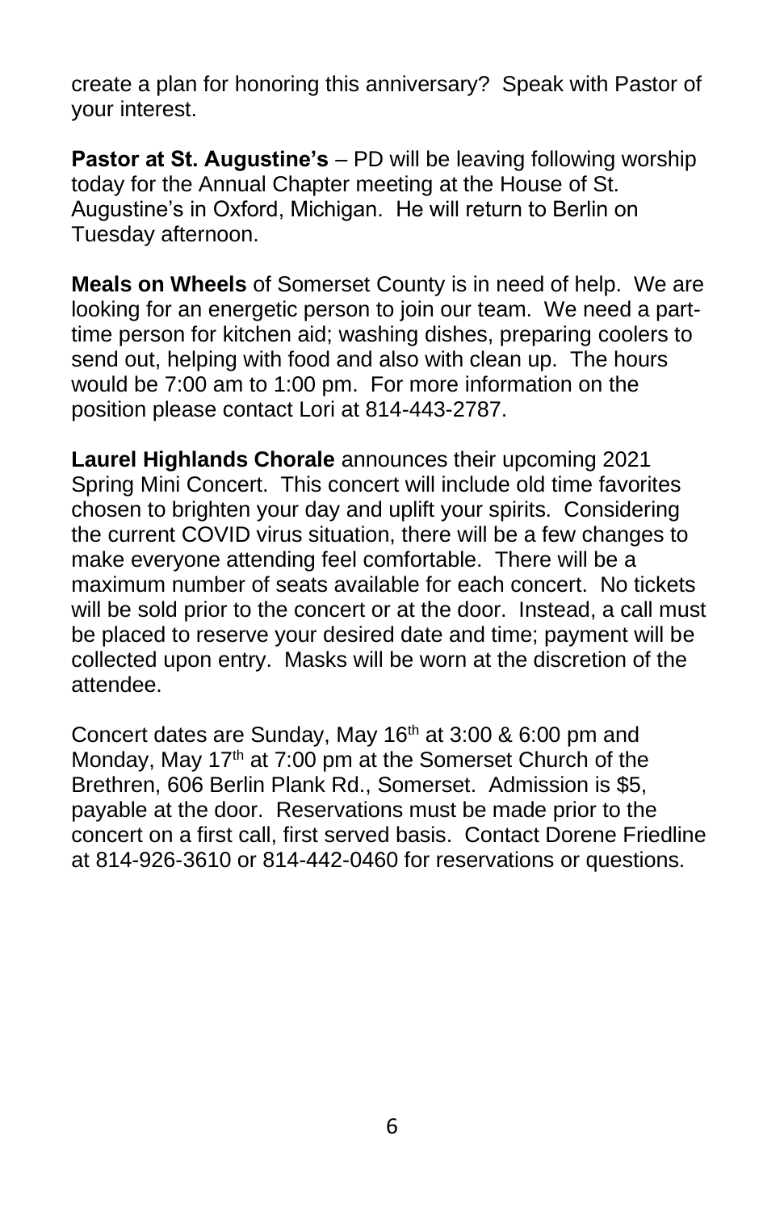create a plan for honoring this anniversary? Speak with Pastor of your interest.

**Pastor at St. Augustine's** – PD will be leaving following worship today for the Annual Chapter meeting at the House of St. Augustine's in Oxford, Michigan. He will return to Berlin on Tuesday afternoon.

**Meals on Wheels** of Somerset County is in need of help. We are looking for an energetic person to join our team. We need a part-time person for kitchen aid; washing dishes, preparing coolers to send out, helping with food and also with clean up. The hours would be 7:00 am to 1:00 pm. For more information on the position please contact Lori at 814-443-2787.

**Laurel Highlands Chorale** announces their upcoming 2021 Spring Mini Concert. This concert will include old time favorites chosen to brighten your day and uplift your spirits. Considering the current COVID virus situation, there will be a few changes to make everyone attending feel comfortable. There will be a maximum number of seats available for each concert. No tickets will be sold prior to the concert or at the door. Instead, a call must be placed to reserve your desired date and time; payment will be collected upon entry. Masks will be worn at the discretion of the attendee.

Concert dates are Sunday, May 16th at 3:00 & 6:00 pm and Monday, May 17th at 7:00 pm at the Somerset Church of the Brethren, 606 Berlin Plank Rd., Somerset. Admission is $5, payable at the door. Reservations must be made prior to the concert on a first call, first served basis. Contact Dorene Friedline at 814-926-3610 or 814-442-0460 for reservations or questions.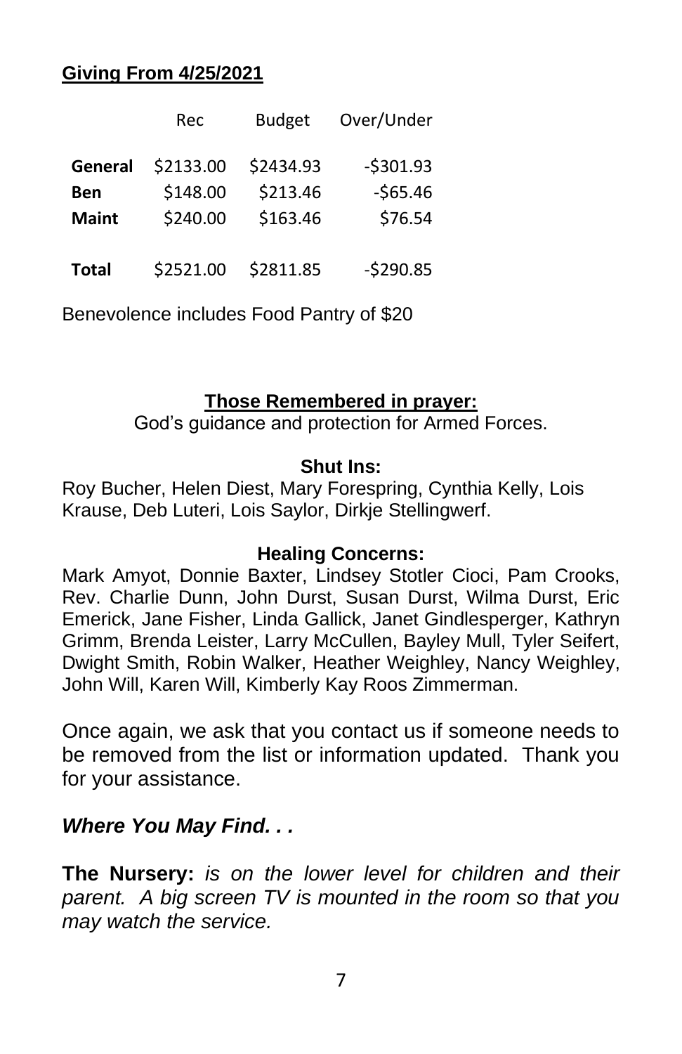**Giving From 4/25/2021**

| | Rec | Budget | Over/Under |
|---|---|---|---|
| **General** | $2133.00 | $2434.93 | -$301.93 |
| **Ben** | $148.00 | $213.46 | -$65.46 |
| **Maint** | $240.00 | $163.46 | $76.54 |
| **Total** | $2521.00 | $2811.85 | -$290.85 |

Benevolence includes Food Pantry of $20

**Those Remembered in prayer:**

God's guidance and protection for Armed Forces.

**Shut Ins:**

Roy Bucher, Helen Diest, Mary Forespring, Cynthia Kelly, Lois Krause, Deb Luteri, Lois Saylor, Dirkje Stellingwerf.

**Healing Concerns:**

Mark Amyot, Donnie Baxter, Lindsey Stotler Cioci, Pam Crooks, Rev. Charlie Dunn, John Durst, Susan Durst, Wilma Durst, Eric Emerick, Jane Fisher, Linda Gallick, Janet Gindlesperger, Kathryn Grimm, Brenda Leister, Larry McCullen, Bayley Mull, Tyler Seifert, Dwight Smith, Robin Walker, Heather Weighley, Nancy Weighley, John Will, Karen Will, Kimberly Kay Roos Zimmerman.

Once again, we ask that you contact us if someone needs to be removed from the list or information updated. Thank you for your assistance.

***Where You May Find. . .***

**The Nursery:** *is on the lower level for children and their parent. A big screen TV is mounted in the room so that you may watch the service.*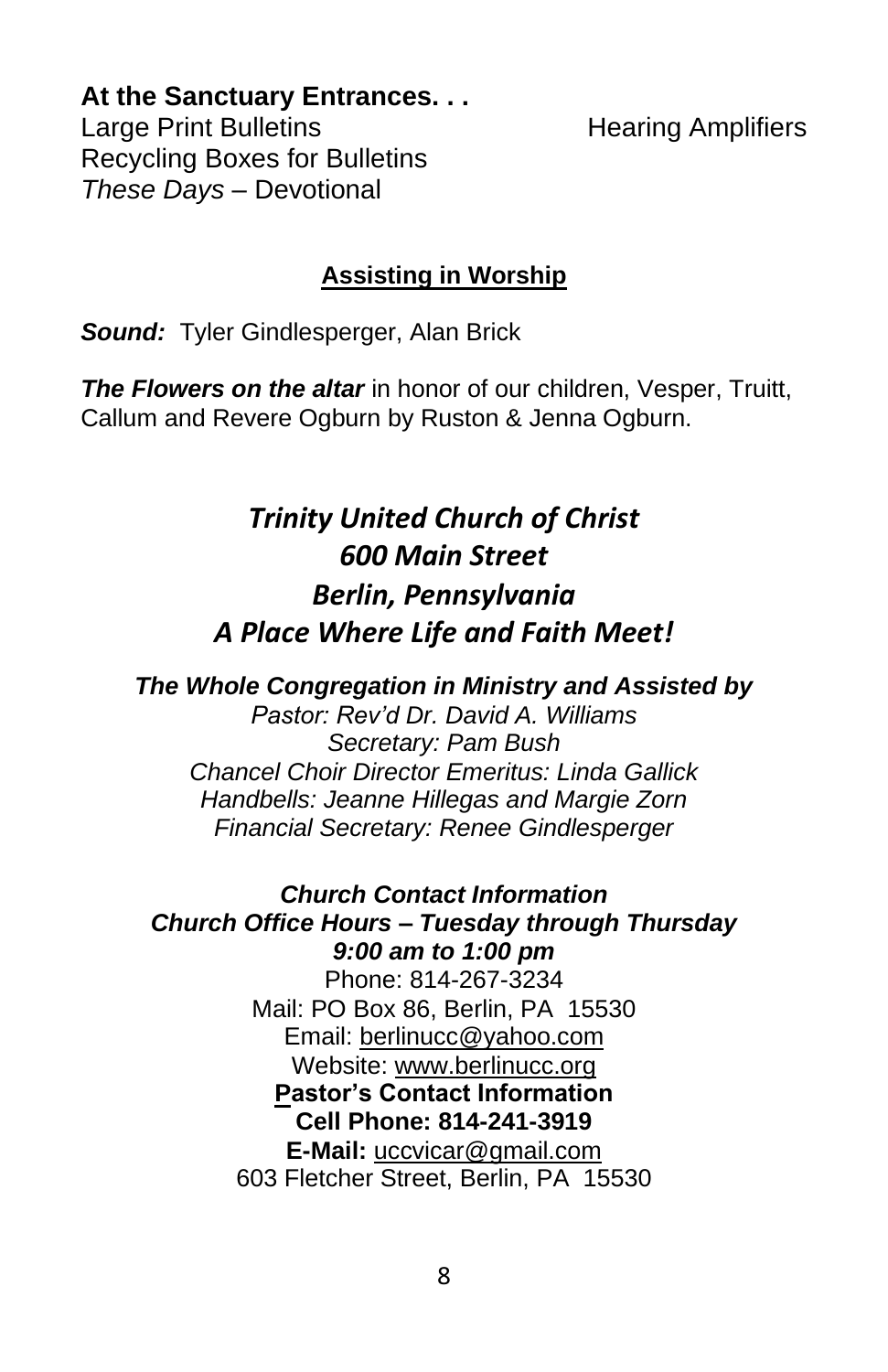**At the Sanctuary Entrances. . .**

Large Print Bulletins
Hearing Amplifiers
Recycling Boxes for Bulletins
*These Days* – Devotional

**Assisting in Worship**

***Sound:*** Tyler Gindlesperger, Alan Brick

***The Flowers on the altar*** in honor of our children, Vesper, Truitt, Callum and Revere Ogburn by Ruston & Jenna Ogburn.

## *Trinity United Church of Christ*
## *600 Main Street*
## *Berlin, Pennsylvania*
## *A Place Where Life and Faith Meet!*

***The Whole Congregation in Ministry and Assisted by***

*Pastor: Rev'd Dr. David A. Williams*
*Secretary: Pam Bush*
*Chancel Choir Director Emeritus: Linda Gallick*
*Handbells: Jeanne Hillegas and Margie Zorn*
*Financial Secretary: Renee Gindlesperger*

***Church Contact Information***
***Church Office Hours – Tuesday through Thursday***
***9:00 am to 1:00 pm***

Phone: 814-267-3234
Mail: PO Box 86, Berlin, PA 15530
Email: berlinucc@yahoo.com
Website: www.berlinucc.org

**Pastor's Contact Information**
**Cell Phone: 814-241-3919**
**E-Mail:** uccvicar@gmail.com
603 Fletcher Street, Berlin, PA 15530